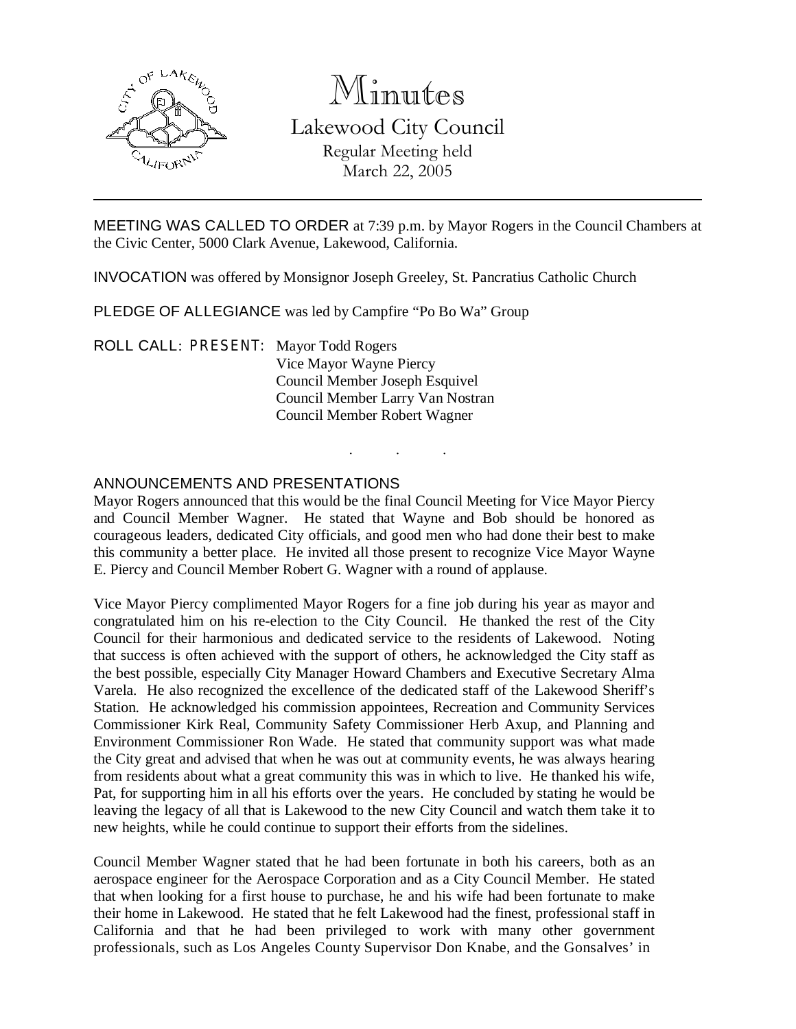# Minutes

## Lakewood City Council

Regular Meeting held
March 22, 2005

---

MEETING WAS CALLED TO ORDER at 7:39 p.m. by Mayor Rogers in the Council Chambers at the Civic Center, 5000 Clark Avenue, Lakewood, California.

INVOCATION was offered by Monsignor Joseph Greeley, St. Pancratius Catholic Church

PLEDGE OF ALLEGIANCE was led by Campfire "Po Bo Wa" Group

ROLL CALL: PRESENT: Mayor Todd Rogers
Vice Mayor Wayne Piercy
Council Member Joseph Esquivel
Council Member Larry Van Nostran
Council Member Robert Wagner

. . .

ANNOUNCEMENTS AND PRESENTATIONS

Mayor Rogers announced that this would be the final Council Meeting for Vice Mayor Piercy and Council Member Wagner. He stated that Wayne and Bob should be honored as courageous leaders, dedicated City officials, and good men who had done their best to make this community a better place. He invited all those present to recognize Vice Mayor Wayne E. Piercy and Council Member Robert G. Wagner with a round of applause.

Vice Mayor Piercy complimented Mayor Rogers for a fine job during his year as mayor and congratulated him on his re-election to the City Council. He thanked the rest of the City Council for their harmonious and dedicated service to the residents of Lakewood. Noting that success is often achieved with the support of others, he acknowledged the City staff as the best possible, especially City Manager Howard Chambers and Executive Secretary Alma Varela. He also recognized the excellence of the dedicated staff of the Lakewood Sheriff's Station. He acknowledged his commission appointees, Recreation and Community Services Commissioner Kirk Real, Community Safety Commissioner Herb Axup, and Planning and Environment Commissioner Ron Wade. He stated that community support was what made the City great and advised that when he was out at community events, he was always hearing from residents about what a great community this was in which to live. He thanked his wife, Pat, for supporting him in all his efforts over the years. He concluded by stating he would be leaving the legacy of all that is Lakewood to the new City Council and watch them take it to new heights, while he could continue to support their efforts from the sidelines.

Council Member Wagner stated that he had been fortunate in both his careers, both as an aerospace engineer for the Aerospace Corporation and as a City Council Member. He stated that when looking for a first house to purchase, he and his wife had been fortunate to make their home in Lakewood. He stated that he felt Lakewood had the finest, professional staff in California and that he had been privileged to work with many other government professionals, such as Los Angeles County Supervisor Don Knabe, and the Gonsalves' in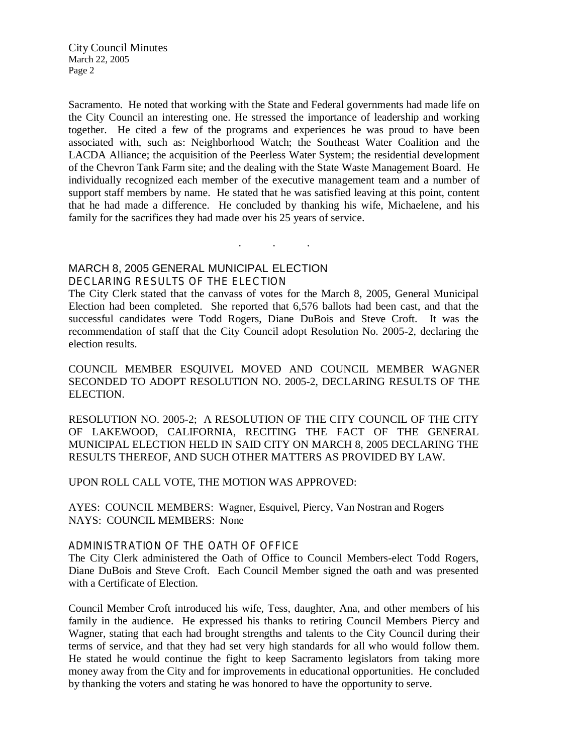Sacramento. He noted that working with the State and Federal governments had made life on the City Council an interesting one. He stressed the importance of leadership and working together. He cited a few of the programs and experiences he was proud to have been associated with, such as: Neighborhood Watch; the Southeast Water Coalition and the LACDA Alliance; the acquisition of the Peerless Water System; the residential development of the Chevron Tank Farm site; and the dealing with the State Waste Management Board. He individually recognized each member of the executive management team and a number of support staff members by name. He stated that he was satisfied leaving at this point, content that he had made a difference. He concluded by thanking his wife, Michaelene, and his family for the sacrifices they had made over his 25 years of service.

. . .

## MARCH 8, 2005 GENERAL MUNICIPAL ELECTION

### DECLARING RESULTS OF THE ELECTION

The City Clerk stated that the canvass of votes for the March 8, 2005, General Municipal Election had been completed. She reported that 6,576 ballots had been cast, and that the successful candidates were Todd Rogers, Diane DuBois and Steve Croft. It was the recommendation of staff that the City Council adopt Resolution No. 2005-2, declaring the election results.

COUNCIL MEMBER ESQUIVEL MOVED AND COUNCIL MEMBER WAGNER SECONDED TO ADOPT RESOLUTION NO. 2005-2, DECLARING RESULTS OF THE ELECTION.

RESOLUTION NO. 2005-2; A RESOLUTION OF THE CITY COUNCIL OF THE CITY OF LAKEWOOD, CALIFORNIA, RECITING THE FACT OF THE GENERAL MUNICIPAL ELECTION HELD IN SAID CITY ON MARCH 8, 2005 DECLARING THE RESULTS THEREOF, AND SUCH OTHER MATTERS AS PROVIDED BY LAW.

UPON ROLL CALL VOTE, THE MOTION WAS APPROVED:

AYES: COUNCIL MEMBERS: Wagner, Esquivel, Piercy, Van Nostran and Rogers
NAYS: COUNCIL MEMBERS: None

### ADMINISTRATION OF THE OATH OF OFFICE

The City Clerk administered the Oath of Office to Council Members-elect Todd Rogers, Diane DuBois and Steve Croft. Each Council Member signed the oath and was presented with a Certificate of Election.

Council Member Croft introduced his wife, Tess, daughter, Ana, and other members of his family in the audience. He expressed his thanks to retiring Council Members Piercy and Wagner, stating that each had brought strengths and talents to the City Council during their terms of service, and that they had set very high standards for all who would follow them. He stated he would continue the fight to keep Sacramento legislators from taking more money away from the City and for improvements in educational opportunities. He concluded by thanking the voters and stating he was honored to have the opportunity to serve.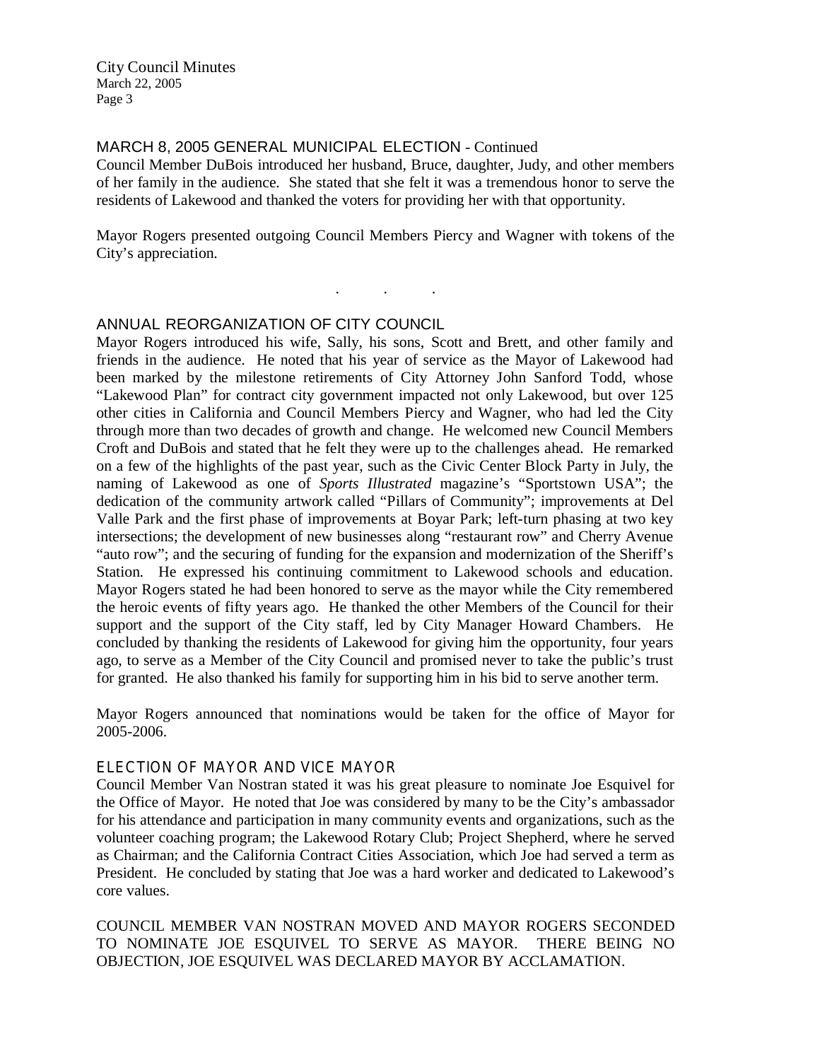## MARCH 8, 2005 GENERAL MUNICIPAL ELECTION - Continued

Council Member DuBois introduced her husband, Bruce, daughter, Judy, and other members of her family in the audience. She stated that she felt it was a tremendous honor to serve the residents of Lakewood and thanked the voters for providing her with that opportunity.

Mayor Rogers presented outgoing Council Members Piercy and Wagner with tokens of the City's appreciation.

. . .

## ANNUAL REORGANIZATION OF CITY COUNCIL

Mayor Rogers introduced his wife, Sally, his sons, Scott and Brett, and other family and friends in the audience. He noted that his year of service as the Mayor of Lakewood had been marked by the milestone retirements of City Attorney John Sanford Todd, whose "Lakewood Plan" for contract city government impacted not only Lakewood, but over 125 other cities in California and Council Members Piercy and Wagner, who had led the City through more than two decades of growth and change. He welcomed new Council Members Croft and DuBois and stated that he felt they were up to the challenges ahead. He remarked on a few of the highlights of the past year, such as the Civic Center Block Party in July, the naming of Lakewood as one of *Sports Illustrated* magazine's "Sportstown USA"; the dedication of the community artwork called "Pillars of Community"; improvements at Del Valle Park and the first phase of improvements at Boyar Park; left-turn phasing at two key intersections; the development of new businesses along "restaurant row" and Cherry Avenue "auto row"; and the securing of funding for the expansion and modernization of the Sheriff's Station. He expressed his continuing commitment to Lakewood schools and education. Mayor Rogers stated he had been honored to serve as the mayor while the City remembered the heroic events of fifty years ago. He thanked the other Members of the Council for their support and the support of the City staff, led by City Manager Howard Chambers. He concluded by thanking the residents of Lakewood for giving him the opportunity, four years ago, to serve as a Member of the City Council and promised never to take the public's trust for granted. He also thanked his family for supporting him in his bid to serve another term.

Mayor Rogers announced that nominations would be taken for the office of Mayor for 2005-2006.

### ELECTION OF MAYOR AND VICE MAYOR

Council Member Van Nostran stated it was his great pleasure to nominate Joe Esquivel for the Office of Mayor. He noted that Joe was considered by many to be the City's ambassador for his attendance and participation in many community events and organizations, such as the volunteer coaching program; the Lakewood Rotary Club; Project Shepherd, where he served as Chairman; and the California Contract Cities Association, which Joe had served a term as President. He concluded by stating that Joe was a hard worker and dedicated to Lakewood's core values.

COUNCIL MEMBER VAN NOSTRAN MOVED AND MAYOR ROGERS SECONDED TO NOMINATE JOE ESQUIVEL TO SERVE AS MAYOR. THERE BEING NO OBJECTION, JOE ESQUIVEL WAS DECLARED MAYOR BY ACCLAMATION.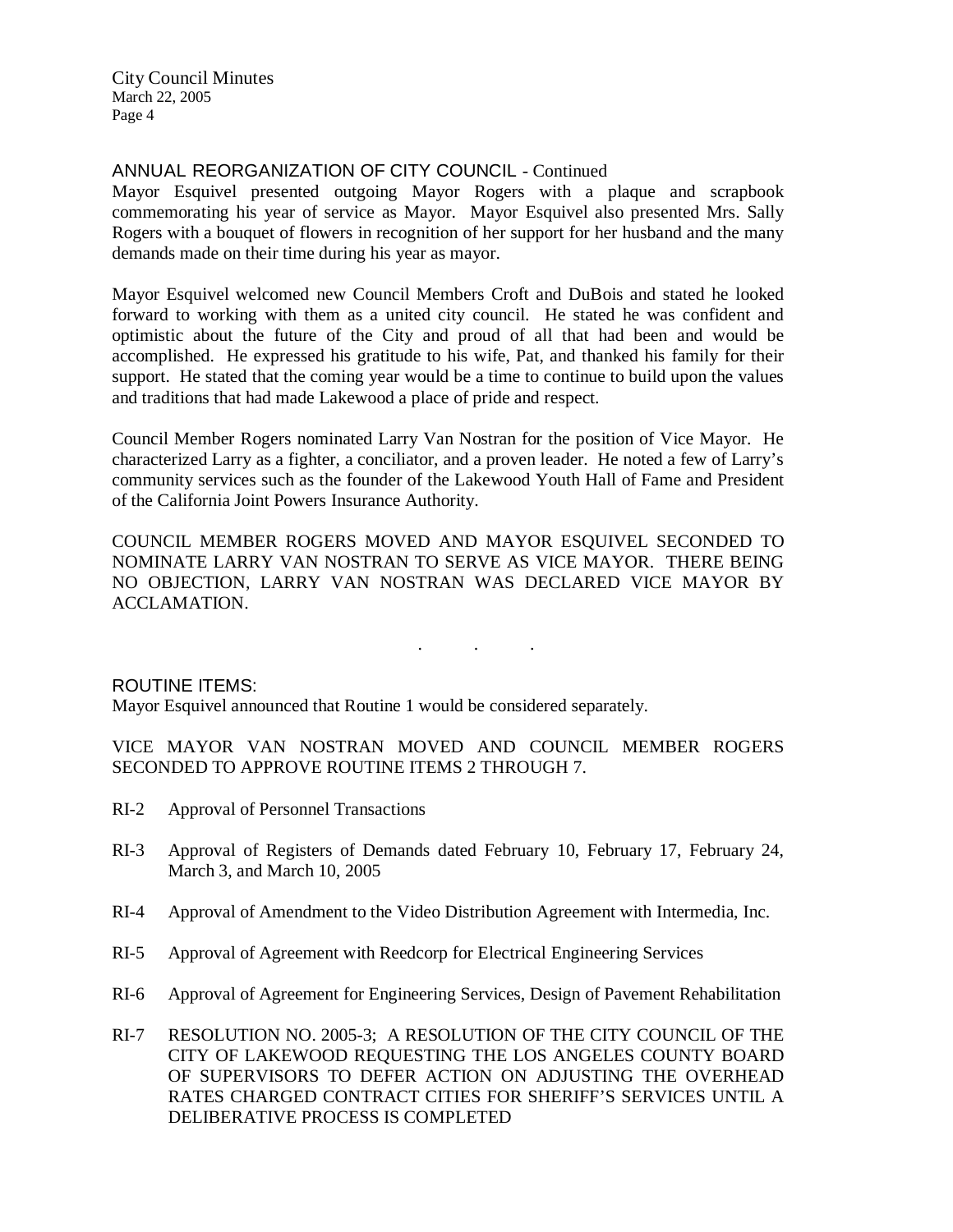## ANNUAL REORGANIZATION OF CITY COUNCIL - Continued

Mayor Esquivel presented outgoing Mayor Rogers with a plaque and scrapbook commemorating his year of service as Mayor. Mayor Esquivel also presented Mrs. Sally Rogers with a bouquet of flowers in recognition of her support for her husband and the many demands made on their time during his year as mayor.

Mayor Esquivel welcomed new Council Members Croft and DuBois and stated he looked forward to working with them as a united city council. He stated he was confident and optimistic about the future of the City and proud of all that had been and would be accomplished. He expressed his gratitude to his wife, Pat, and thanked his family for their support. He stated that the coming year would be a time to continue to build upon the values and traditions that had made Lakewood a place of pride and respect.

Council Member Rogers nominated Larry Van Nostran for the position of Vice Mayor. He characterized Larry as a fighter, a conciliator, and a proven leader. He noted a few of Larry's community services such as the founder of the Lakewood Youth Hall of Fame and President of the California Joint Powers Insurance Authority.

COUNCIL MEMBER ROGERS MOVED AND MAYOR ESQUIVEL SECONDED TO NOMINATE LARRY VAN NOSTRAN TO SERVE AS VICE MAYOR. THERE BEING NO OBJECTION, LARRY VAN NOSTRAN WAS DECLARED VICE MAYOR BY ACCLAMATION.

. . .

## ROUTINE ITEMS:

Mayor Esquivel announced that Routine 1 would be considered separately.

VICE MAYOR VAN NOSTRAN MOVED AND COUNCIL MEMBER ROGERS SECONDED TO APPROVE ROUTINE ITEMS 2 THROUGH 7.

RI-2 Approval of Personnel Transactions

RI-3 Approval of Registers of Demands dated February 10, February 17, February 24, March 3, and March 10, 2005

RI-4 Approval of Amendment to the Video Distribution Agreement with Intermedia, Inc.

RI-5 Approval of Agreement with Reedcorp for Electrical Engineering Services

RI-6 Approval of Agreement for Engineering Services, Design of Pavement Rehabilitation

RI-7 RESOLUTION NO. 2005-3; A RESOLUTION OF THE CITY COUNCIL OF THE CITY OF LAKEWOOD REQUESTING THE LOS ANGELES COUNTY BOARD OF SUPERVISORS TO DEFER ACTION ON ADJUSTING THE OVERHEAD RATES CHARGED CONTRACT CITIES FOR SHERIFF'S SERVICES UNTIL A DELIBERATIVE PROCESS IS COMPLETED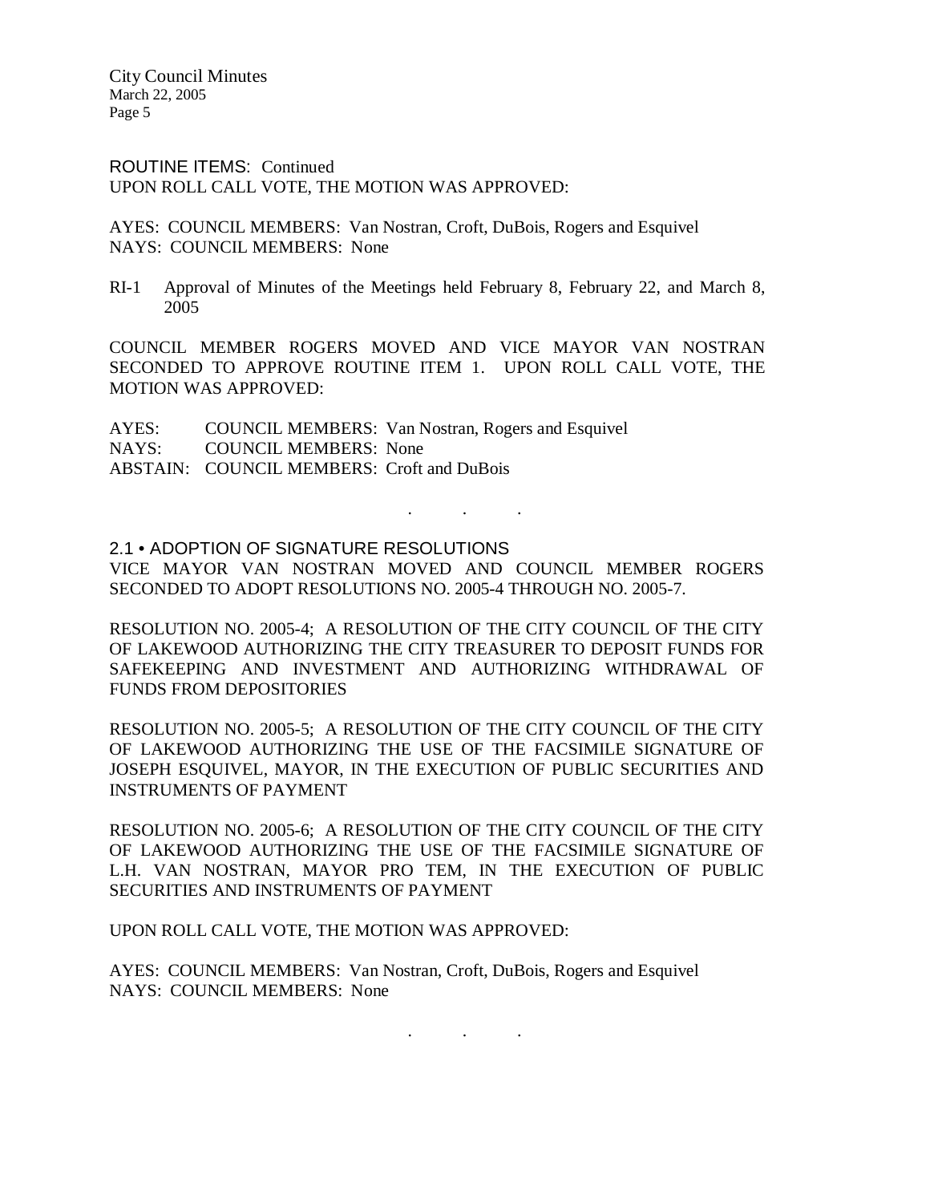ROUTINE ITEMS: Continued
UPON ROLL CALL VOTE, THE MOTION WAS APPROVED:

AYES: COUNCIL MEMBERS: Van Nostran, Croft, DuBois, Rogers and Esquivel
NAYS: COUNCIL MEMBERS: None

RI-1 Approval of Minutes of the Meetings held February 8, February 22, and March 8, 2005

COUNCIL MEMBER ROGERS MOVED AND VICE MAYOR VAN NOSTRAN SECONDED TO APPROVE ROUTINE ITEM 1. UPON ROLL CALL VOTE, THE MOTION WAS APPROVED:

AYES: COUNCIL MEMBERS: Van Nostran, Rogers and Esquivel
NAYS: COUNCIL MEMBERS: None
ABSTAIN: COUNCIL MEMBERS: Croft and DuBois

. . .

2.1 • ADOPTION OF SIGNATURE RESOLUTIONS
VICE MAYOR VAN NOSTRAN MOVED AND COUNCIL MEMBER ROGERS SECONDED TO ADOPT RESOLUTIONS NO. 2005-4 THROUGH NO. 2005-7.

RESOLUTION NO. 2005-4; A RESOLUTION OF THE CITY COUNCIL OF THE CITY OF LAKEWOOD AUTHORIZING THE CITY TREASURER TO DEPOSIT FUNDS FOR SAFEKEEPING AND INVESTMENT AND AUTHORIZING WITHDRAWAL OF FUNDS FROM DEPOSITORIES

RESOLUTION NO. 2005-5; A RESOLUTION OF THE CITY COUNCIL OF THE CITY OF LAKEWOOD AUTHORIZING THE USE OF THE FACSIMILE SIGNATURE OF JOSEPH ESQUIVEL, MAYOR, IN THE EXECUTION OF PUBLIC SECURITIES AND INSTRUMENTS OF PAYMENT

RESOLUTION NO. 2005-6; A RESOLUTION OF THE CITY COUNCIL OF THE CITY OF LAKEWOOD AUTHORIZING THE USE OF THE FACSIMILE SIGNATURE OF L.H. VAN NOSTRAN, MAYOR PRO TEM, IN THE EXECUTION OF PUBLIC SECURITIES AND INSTRUMENTS OF PAYMENT

UPON ROLL CALL VOTE, THE MOTION WAS APPROVED:

AYES: COUNCIL MEMBERS: Van Nostran, Croft, DuBois, Rogers and Esquivel
NAYS: COUNCIL MEMBERS: None

. . .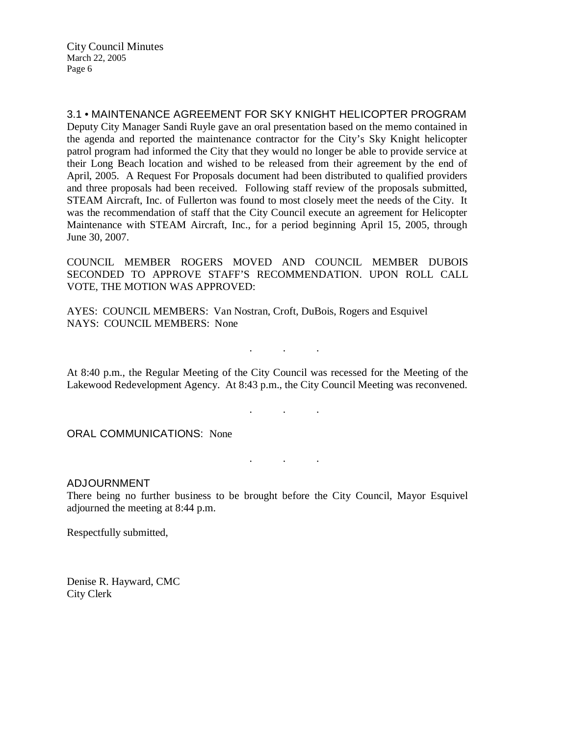## 3.1 • MAINTENANCE AGREEMENT FOR SKY KNIGHT HELICOPTER PROGRAM

Deputy City Manager Sandi Ruyle gave an oral presentation based on the memo contained in the agenda and reported the maintenance contractor for the City's Sky Knight helicopter patrol program had informed the City that they would no longer be able to provide service at their Long Beach location and wished to be released from their agreement by the end of April, 2005. A Request For Proposals document had been distributed to qualified providers and three proposals had been received. Following staff review of the proposals submitted, STEAM Aircraft, Inc. of Fullerton was found to most closely meet the needs of the City. It was the recommendation of staff that the City Council execute an agreement for Helicopter Maintenance with STEAM Aircraft, Inc., for a period beginning April 15, 2005, through June 30, 2007.

COUNCIL MEMBER ROGERS MOVED AND COUNCIL MEMBER DUBOIS SECONDED TO APPROVE STAFF'S RECOMMENDATION. UPON ROLL CALL VOTE, THE MOTION WAS APPROVED:

AYES: COUNCIL MEMBERS: Van Nostran, Croft, DuBois, Rogers and Esquivel
NAYS: COUNCIL MEMBERS: None

. . .

At 8:40 p.m., the Regular Meeting of the City Council was recessed for the Meeting of the Lakewood Redevelopment Agency. At 8:43 p.m., the City Council Meeting was reconvened.

. . .

## ORAL COMMUNICATIONS: None

. . .

## ADJOURNMENT

There being no further business to be brought before the City Council, Mayor Esquivel adjourned the meeting at 8:44 p.m.

Respectfully submitted,

Denise R. Hayward, CMC
City Clerk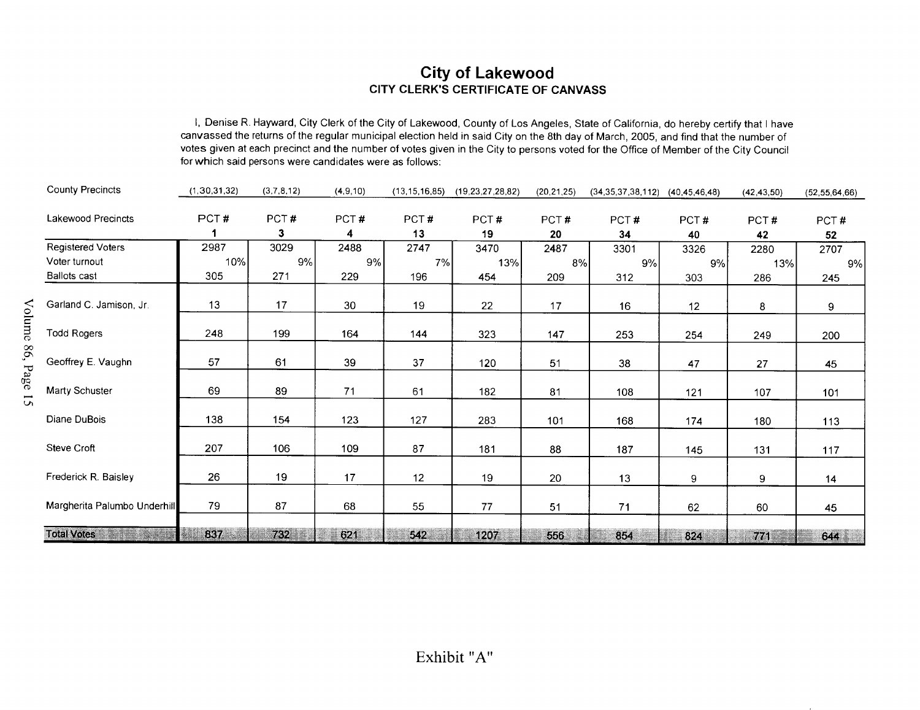# City of Lakewood

## CITY CLERK'S CERTIFICATE OF CANVASS

I, Denise R. Hayward, City Clerk of the City of Lakewood, County of Los Angeles, State of California, do hereby certify that I have canvassed the returns of the regular municipal election held in said City on the 8th day of March, 2005, and find that the number of votes given at each precinct and the number of votes given in the City to persons voted for the Office of Member of the City Council for which said persons were candidates were as follows:

| County Precincts | (1,30,31,32) | (3,7,8,12) | (4,9,10) | (13,15,16,85) | (19,23,27,28,82) | (20,21,25) | (34,35,37,38,112) | (40,45,46,48) | (42,43,50) | (52,55,64,66) |
|---|---|---|---|---|---|---|---|---|---|---|
| Lakewood Precincts | PCT # **1** | PCT # **3** | PCT # **4** | PCT # **13** | PCT # **19** | PCT # **20** | PCT # **34** | PCT # **40** | PCT # **42** | PCT # **52** |
| Registered Voters | 2987 | 3029 | 2488 | 2747 | 3470 | 2487 | 3301 | 3326 | 2280 | 2707 |
| Voter turnout | 10% | 9% | 9% | 7% | 13% | 8% | 9% | 9% | 13% | 9% |
| Ballots cast | 305 | 271 | 229 | 196 | 454 | 209 | 312 | 303 | 286 | 245 |
| Garland C. Jamison, Jr. | 13 | 17 | 30 | 19 | 22 | 17 | 16 | 12 | 8 | 9 |
| Todd Rogers | 248 | 199 | 164 | 144 | 323 | 147 | 253 | 254 | 249 | 200 |
| Geoffrey E. Vaughn | 57 | 61 | 39 | 37 | 120 | 51 | 38 | 47 | 27 | 45 |
| Marty Schuster | 69 | 89 | 71 | 61 | 182 | 81 | 108 | 121 | 107 | 101 |
| Diane DuBois | 138 | 154 | 123 | 127 | 283 | 101 | 168 | 174 | 180 | 113 |
| Steve Croft | 207 | 106 | 109 | 87 | 181 | 88 | 187 | 145 | 131 | 117 |
| Frederick R. Baisley | 26 | 19 | 17 | 12 | 19 | 20 | 13 | 9 | 9 | 14 |
| Margherita Palumbo Underhill | 79 | 87 | 68 | 55 | 77 | 51 | 71 | 62 | 60 | 45 |
| Total Votes | 837 | 732 | 621 | 542 | 1207 | 556 | 854 | 824 | 771 | 644 |

Exhibit "A"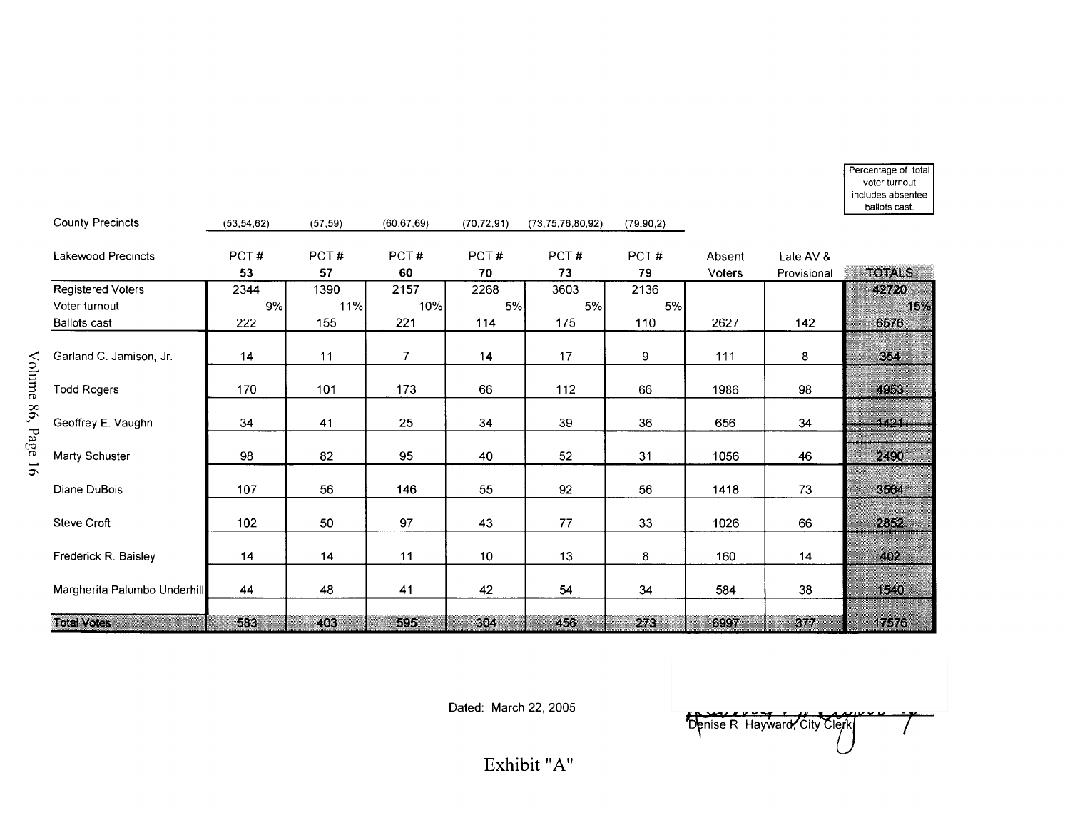Percentage of total voter turnout includes absentee ballots cast.

| County Precincts | (53,54,62) | (57,59) | (60,67,69) | (70,72,91) | (73,75,76,80,92) | (79,90,2) | | | |
|---|---|---|---|---|---|---|---|---|---|
| Lakewood Precincts | PCT # 53 | PCT # 57 | PCT # 60 | PCT # 70 | PCT # 73 | PCT # 79 | Absent Voters | Late AV & Provisional | TOTALS |
| Registered Voters | 2344 | 1390 | 2157 | 2268 | 3603 | 2136 | | | 42720 |
| Voter turnout | 9% | 11% | 10% | 5% | 5% | 5% | | | 15% |
| Ballots cast | 222 | 155 | 221 | 114 | 175 | 110 | 2627 | 142 | 6576 |
| Garland C. Jamison, Jr. | 14 | 11 | 7 | 14 | 17 | 9 | 111 | 8 | 354 |
| Todd Rogers | 170 | 101 | 173 | 66 | 112 | 66 | 1986 | 98 | 4953 |
| Geoffrey E. Vaughn | 34 | 41 | 25 | 34 | 39 | 36 | 656 | 34 | 1421 |
| Marty Schuster | 98 | 82 | 95 | 40 | 52 | 31 | 1056 | 46 | 2490 |
| Diane DuBois | 107 | 56 | 146 | 55 | 92 | 56 | 1418 | 73 | 3564 |
| Steve Croft | 102 | 50 | 97 | 43 | 77 | 33 | 1026 | 66 | 2852 |
| Frederick R. Baisley | 14 | 14 | 11 | 10 | 13 | 8 | 160 | 14 | 402 |
| Margherita Palumbo Underhill | 44 | 48 | 41 | 42 | 54 | 34 | 584 | 38 | 1540 |
| Total Votes | 583 | 403 | 595 | 304 | 456 | 273 | 6997 | 377 | 17576 |

Dated: March 22, 2005

Denise R. Hayward, City Clerk

Exhibit "A"